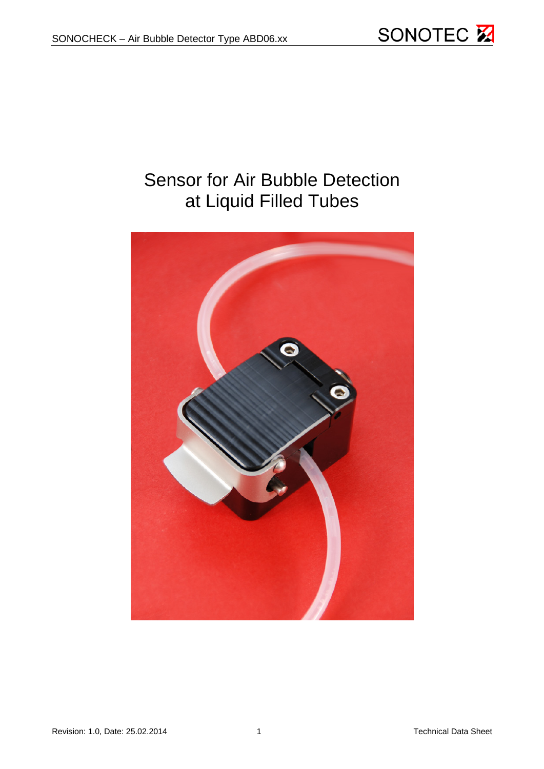# Sensor for Air Bubble Detection at Liquid Filled Tubes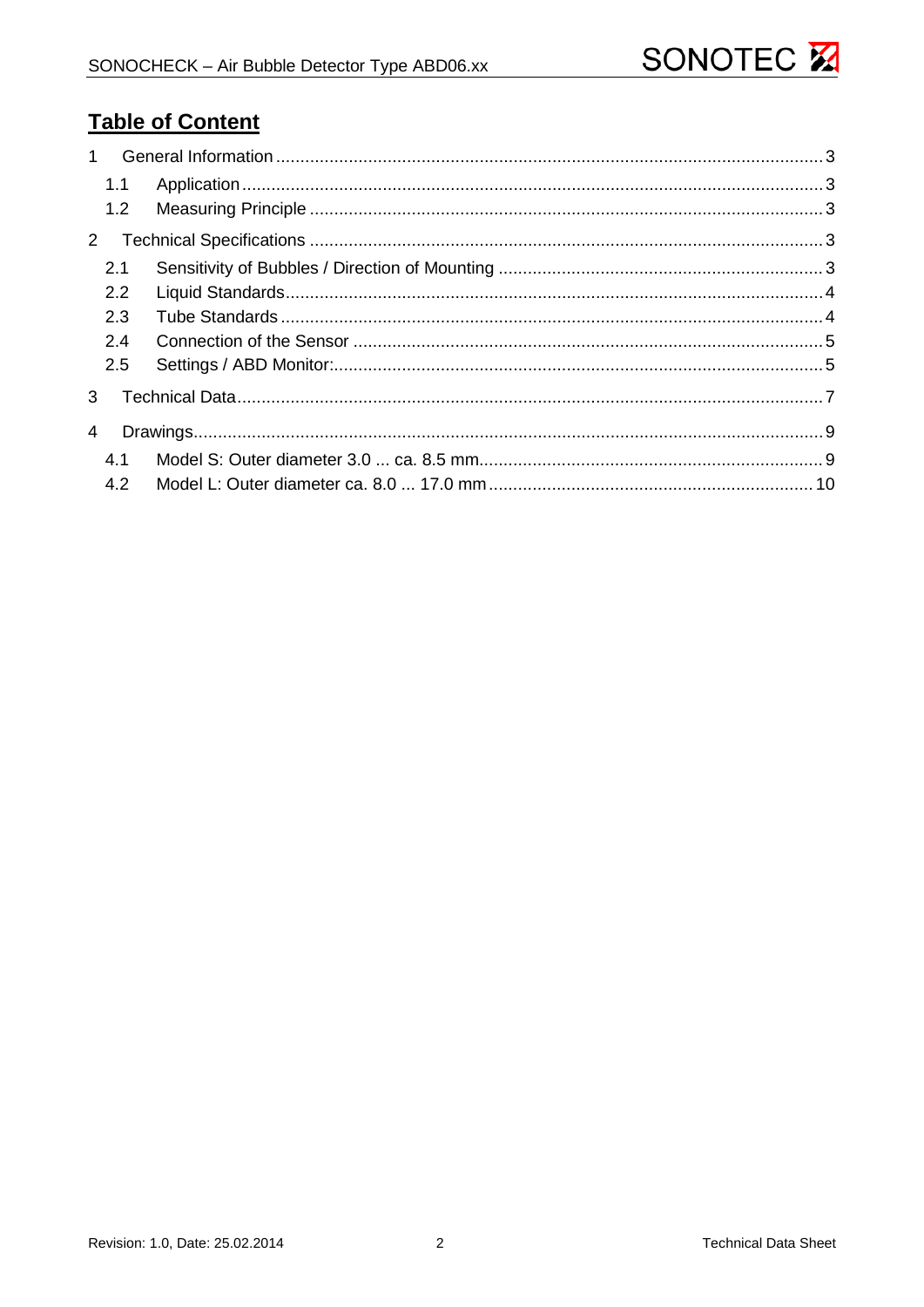# Table of Content

1 General Information ........................................................ 3

- 1.1 Application ........................................................ 3
- 1.2 Measuring Principle ........................................................ 3

2 Technical Specifications ........................................................ 3

- 2.1 Sensitivity of Bubbles / Direction of Mounting ........................................................ 3
- 2.2 Liquid Standards ........................................................ 4
- 2.3 Tube Standards ........................................................ 4
- 2.4 Connection of the Sensor ........................................................ 5
- 2.5 Settings / ABD Monitor: ........................................................ 5

3 Technical Data ........................................................ 7

4 Drawings ........................................................ 9

- 4.1 Model S: Outer diameter 3.0 ... ca. 8.5 mm ........................................................ 9
- 4.2 Model L: Outer diameter ca. 8.0 ... 17.0 mm ........................................................ 10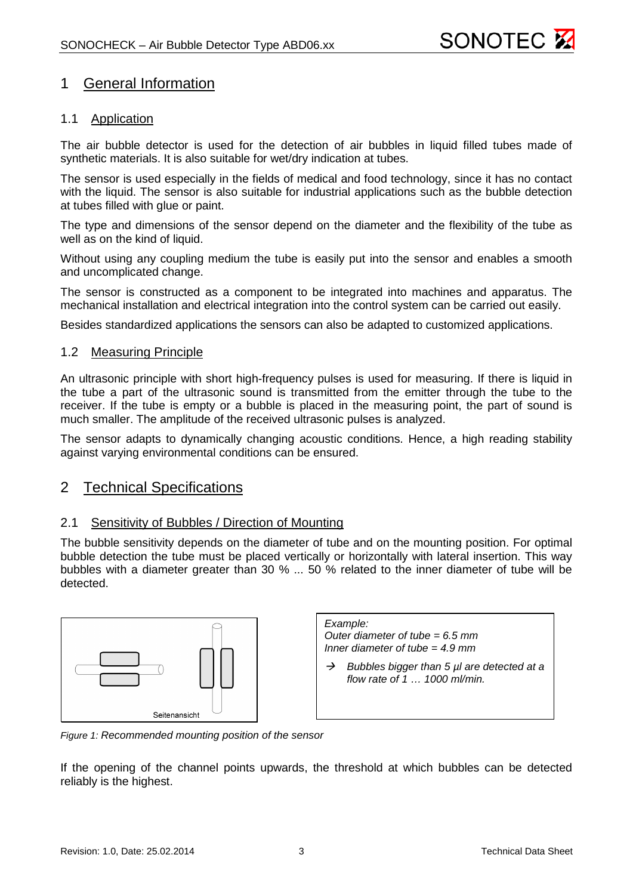# 1 General Information

## 1.1 Application

The air bubble detector is used for the detection of air bubbles in liquid filled tubes made of synthetic materials. It is also suitable for wet/dry indication at tubes.

The sensor is used especially in the fields of medical and food technology, since it has no contact with the liquid. The sensor is also suitable for industrial applications such as the bubble detection at tubes filled with glue or paint.

The type and dimensions of the sensor depend on the diameter and the flexibility of the tube as well as on the kind of liquid.

Without using any coupling medium the tube is easily put into the sensor and enables a smooth and uncomplicated change.

The sensor is constructed as a component to be integrated into machines and apparatus. The mechanical installation and electrical integration into the control system can be carried out easily.

Besides standardized applications the sensors can also be adapted to customized applications.

## 1.2 Measuring Principle

An ultrasonic principle with short high-frequency pulses is used for measuring. If there is liquid in the tube a part of the ultrasonic sound is transmitted from the emitter through the tube to the receiver. If the tube is empty or a bubble is placed in the measuring point, the part of sound is much smaller. The amplitude of the received ultrasonic pulses is analyzed.

The sensor adapts to dynamically changing acoustic conditions. Hence, a high reading stability against varying environmental conditions can be ensured.

# 2 Technical Specifications

## 2.1 Sensitivity of Bubbles / Direction of Mounting

The bubble sensitivity depends on the diameter of tube and on the mounting position. For optimal bubble detection the tube must be placed vertically or horizontally with lateral insertion. This way bubbles with a diameter greater than 30 % ... 50 % related to the inner diameter of tube will be detected.

Seitenansicht

*Example:*
*Outer diameter of tube = 6.5 mm*
*Inner diameter of tube = 4.9 mm*

→ *Bubbles bigger than 5 µl are detected at a flow rate of 1 … 1000 ml/min.*

*Figure 1: Recommended mounting position of the sensor*

If the opening of the channel points upwards, the threshold at which bubbles can be detected reliably is the highest.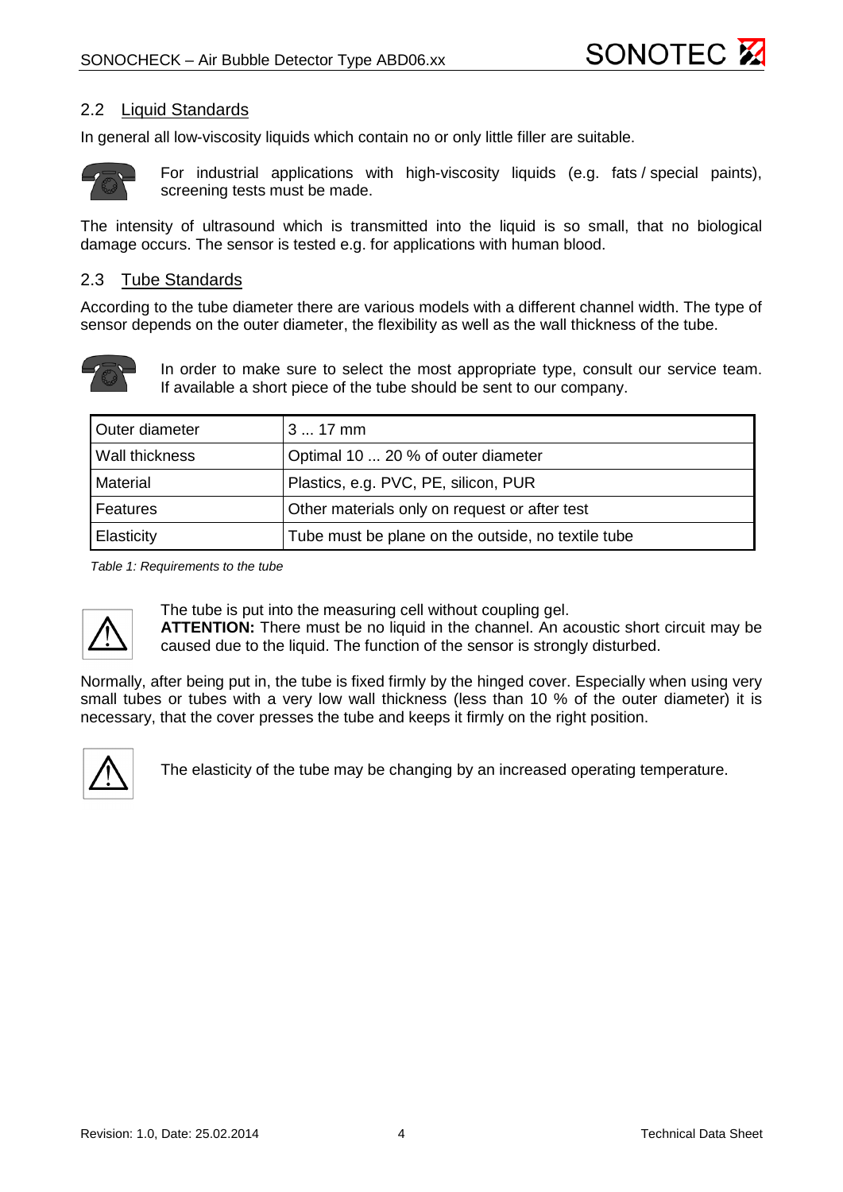## 2.2 Liquid Standards

In general all low-viscosity liquids which contain no or only little filler are suitable.

For industrial applications with high-viscosity liquids (e.g. fats / special paints), screening tests must be made.

The intensity of ultrasound which is transmitted into the liquid is so small, that no biological damage occurs. The sensor is tested e.g. for applications with human blood.

## 2.3 Tube Standards

According to the tube diameter there are various models with a different channel width. The type of sensor depends on the outer diameter, the flexibility as well as the wall thickness of the tube.

In order to make sure to select the most appropriate type, consult our service team. If available a short piece of the tube should be sent to our company.

| Outer diameter | 3 ... 17 mm |
|---|---|
| Wall thickness | Optimal 10 ... 20 % of outer diameter |
| Material | Plastics, e.g. PVC, PE, silicon, PUR |
| Features | Other materials only on request or after test |
| Elasticity | Tube must be plane on the outside, no textile tube |

*Table 1: Requirements to the tube*

The tube is put into the measuring cell without coupling gel.
**ATTENTION:** There must be no liquid in the channel. An acoustic short circuit may be caused due to the liquid. The function of the sensor is strongly disturbed.

Normally, after being put in, the tube is fixed firmly by the hinged cover. Especially when using very small tubes or tubes with a very low wall thickness (less than 10 % of the outer diameter) it is necessary, that the cover presses the tube and keeps it firmly on the right position.

The elasticity of the tube may be changing by an increased operating temperature.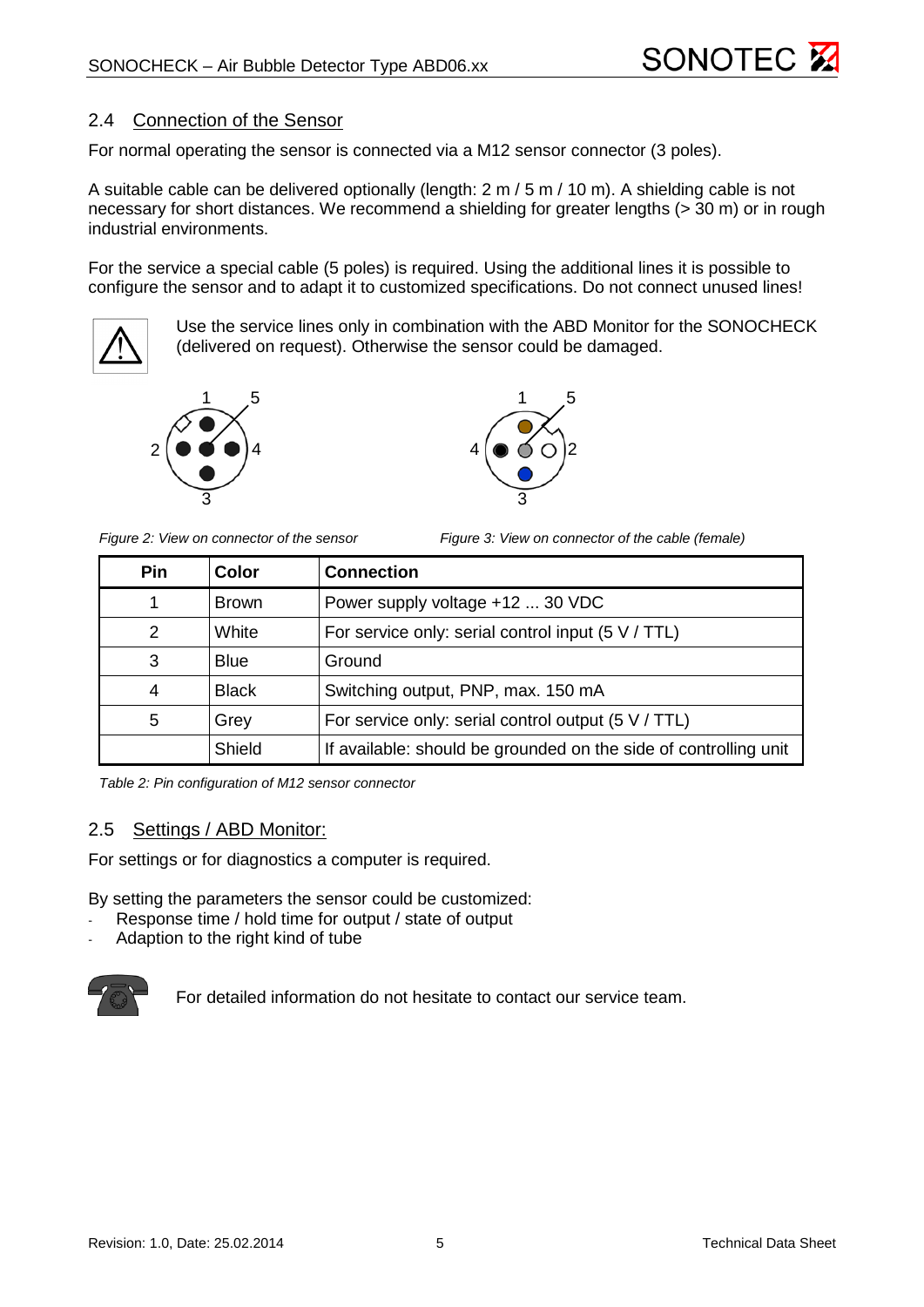## 2.4 Connection of the Sensor

For normal operating the sensor is connected via a M12 sensor connector (3 poles).

A suitable cable can be delivered optionally (length: 2 m / 5 m / 10 m). A shielding cable is not necessary for short distances. We recommend a shielding for greater lengths (> 30 m) or in rough industrial environments.

For the service a special cable (5 poles) is required. Using the additional lines it is possible to configure the sensor and to adapt it to customized specifications. Do not connect unused lines!

Use the service lines only in combination with the ABD Monitor for the SONOCHECK (delivered on request). Otherwise the sensor could be damaged.

*Figure 2: View on connector of the sensor*

*Figure 3: View on connector of the cable (female)*

| Pin | Color | Connection |
|---|---|---|
| 1 | Brown | Power supply voltage +12 ... 30 VDC |
| 2 | White | For service only: serial control input (5 V / TTL) |
| 3 | Blue | Ground |
| 4 | Black | Switching output, PNP, max. 150 mA |
| 5 | Grey | For service only: serial control output (5 V / TTL) |
| | Shield | If available: should be grounded on the side of controlling unit |

*Table 2: Pin configuration of M12 sensor connector*

## 2.5 Settings / ABD Monitor:

For settings or for diagnostics a computer is required.

By setting the parameters the sensor could be customized:
- Response time / hold time for output / state of output
- Adaption to the right kind of tube

For detailed information do not hesitate to contact our service team.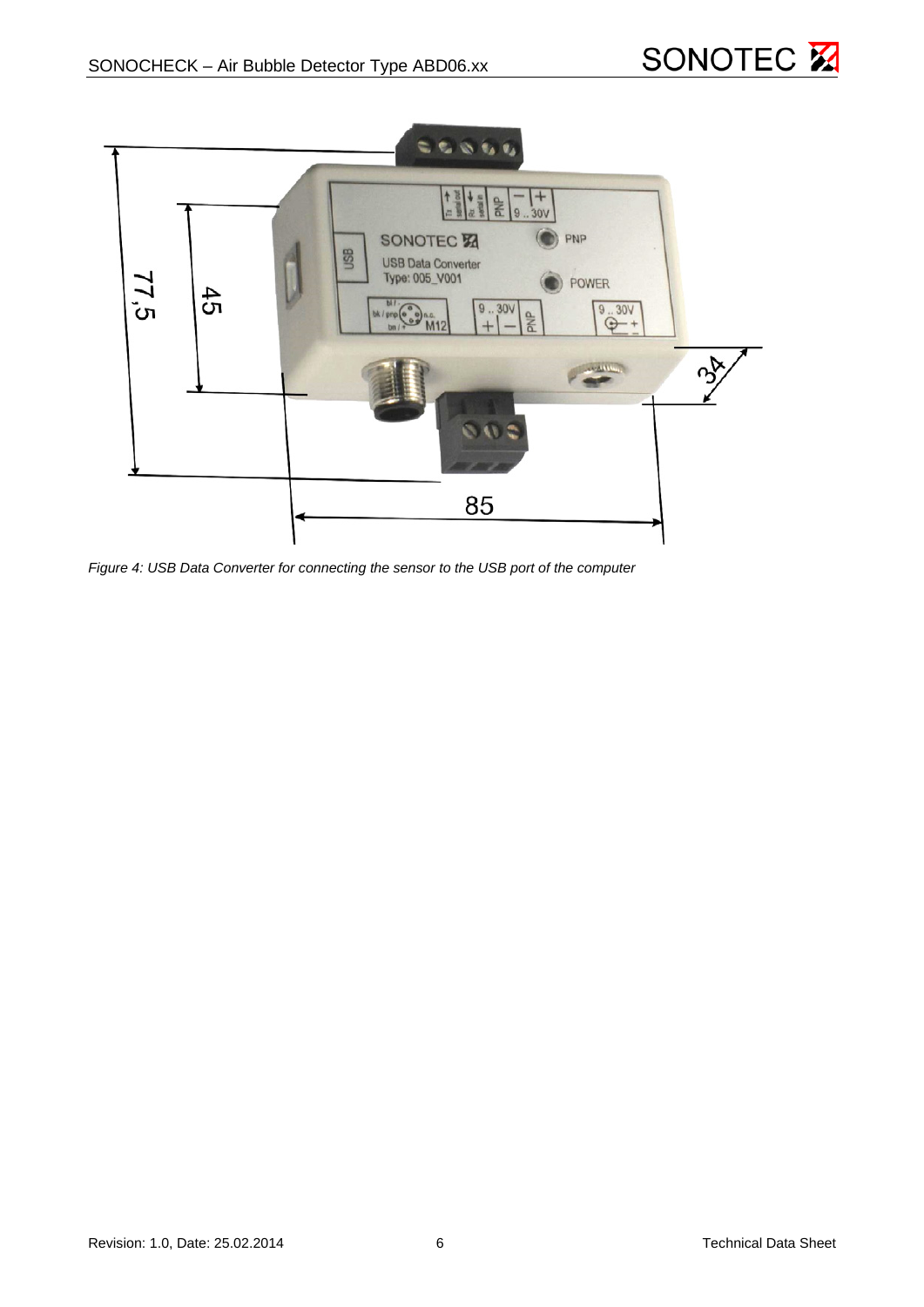*Figure 4: USB Data Converter for connecting the sensor to the USB port of the computer*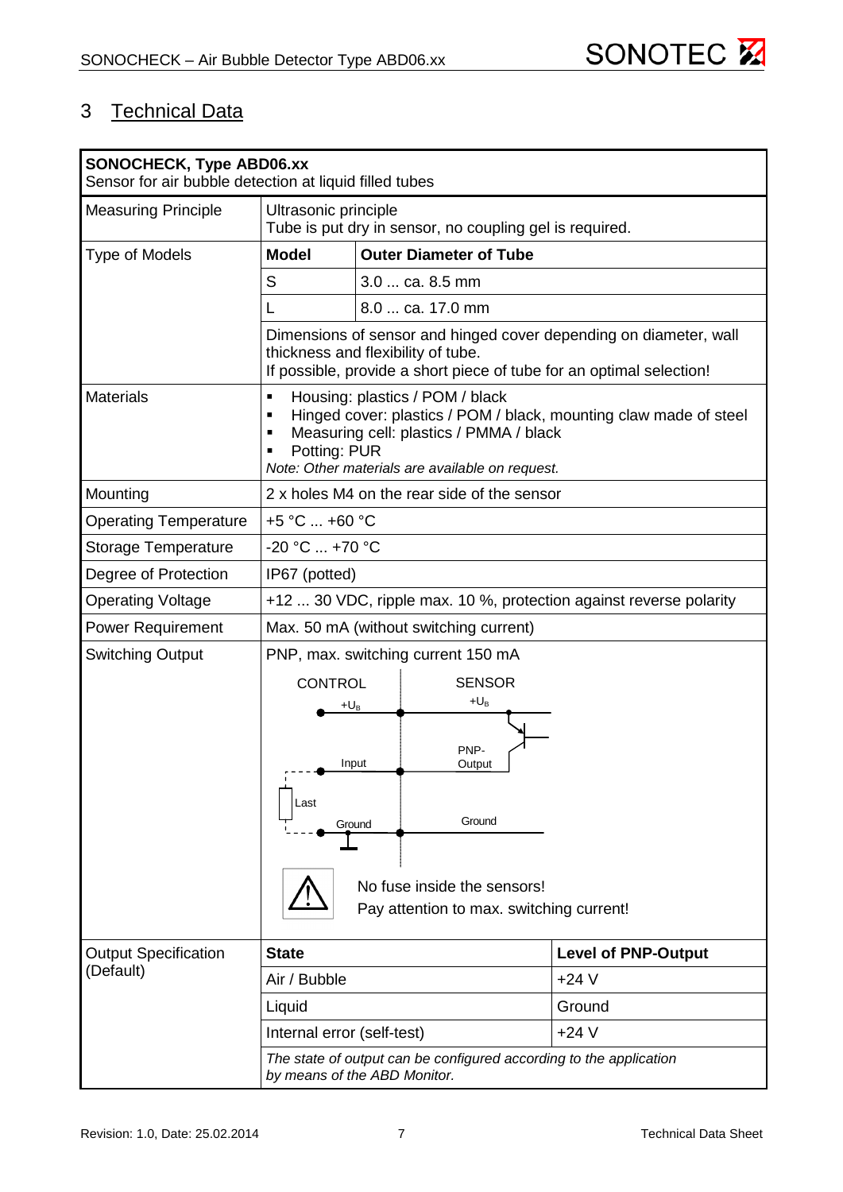# 3 Technical Data

| **SONOCHECK, Type ABD06.xx**<br>Sensor for air bubble detection at liquid filled tubes | | |
|---|---|---|
| Measuring Principle | Ultrasonic principle<br>Tube is put dry in sensor, no coupling gel is required. | |
| Type of Models | **Model** | **Outer Diameter of Tube** |
| | S | 3.0 ... ca. 8.5 mm |
| | L | 8.0 ... ca. 17.0 mm |
| | Dimensions of sensor and hinged cover depending on diameter, wall thickness and flexibility of tube.<br>If possible, provide a short piece of tube for an optimal selection! | |
| Materials | ▪ Housing: plastics / POM / black<br>▪ Hinged cover: plastics / POM / black, mounting claw made of steel<br>▪ Measuring cell: plastics / PMMA / black<br>▪ Potting: PUR<br>*Note: Other materials are available on request.* | |
| Mounting | 2 x holes M4 on the rear side of the sensor | |
| Operating Temperature | +5 °C ... +60 °C | |
| Storage Temperature | -20 °C ... +70 °C | |
| Degree of Protection | IP67 (potted) | |
| Operating Voltage | +12 ... 30 VDC, ripple max. 10 %, protection against reverse polarity | |
| Power Requirement | Max. 50 mA (without switching current) | |
| Switching Output | PNP, max. switching current 150 mA<br>CONTROL: $+U_B$, Input, Last, Ground — SENSOR: $+U_B$, PNP-Output, Ground<br>⚠ No fuse inside the sensors!<br>Pay attention to max. switching current! | |

| Output Specification (Default) | **State** | **Level of PNP-Output** |
|---|---|---|
| | Air / Bubble | +24 V |
| | Liquid | Ground |
| | Internal error (self-test) | +24 V |
| | *The state of output can be configured according to the application by means of the ABD Monitor.* | |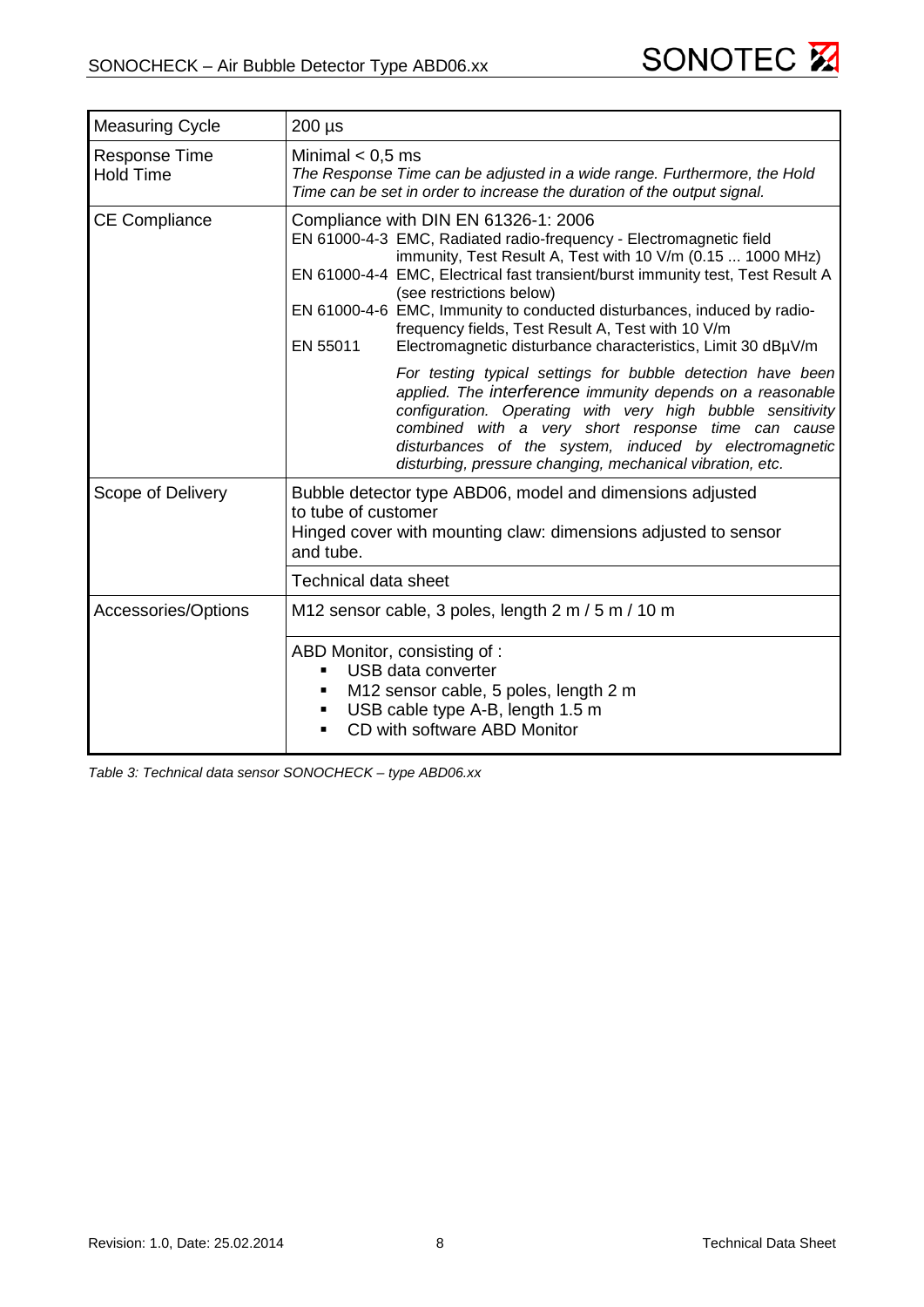| | |
|---|---|
| Measuring Cycle | 200 µs |
| Response Time<br>Hold Time | Minimal < 0,5 ms<br>*The Response Time can be adjusted in a wide range. Furthermore, the Hold Time can be set in order to increase the duration of the output signal.* |
| CE Compliance | Compliance with DIN EN 61326-1: 2006<br>EN 61000-4-3 EMC, Radiated radio-frequency - Electromagnetic field immunity, Test Result A, Test with 10 V/m (0.15 ... 1000 MHz)<br>EN 61000-4-4 EMC, Electrical fast transient/burst immunity test, Test Result A (see restrictions below)<br>EN 61000-4-6 EMC, Immunity to conducted disturbances, induced by radio-frequency fields, Test Result A, Test with 10 V/m<br>EN 55011 Electromagnetic disturbance characteristics, Limit 30 dBµV/m<br>*For testing typical settings for bubble detection have been applied. The interference immunity depends on a reasonable configuration. Operating with very high bubble sensitivity combined with a very short response time can cause disturbances of the system, induced by electromagnetic disturbing, pressure changing, mechanical vibration, etc.* |
| Scope of Delivery | Bubble detector type ABD06, model and dimensions adjusted to tube of customer<br>Hinged cover with mounting claw: dimensions adjusted to sensor and tube. |
| | Technical data sheet |
| Accessories/Options | M12 sensor cable, 3 poles, length 2 m / 5 m / 10 m |
| | ABD Monitor, consisting of :<br>▪ USB data converter<br>▪ M12 sensor cable, 5 poles, length 2 m<br>▪ USB cable type A-B, length 1.5 m<br>▪ CD with software ABD Monitor |

*Table 3: Technical data sensor SONOCHECK – type ABD06.xx*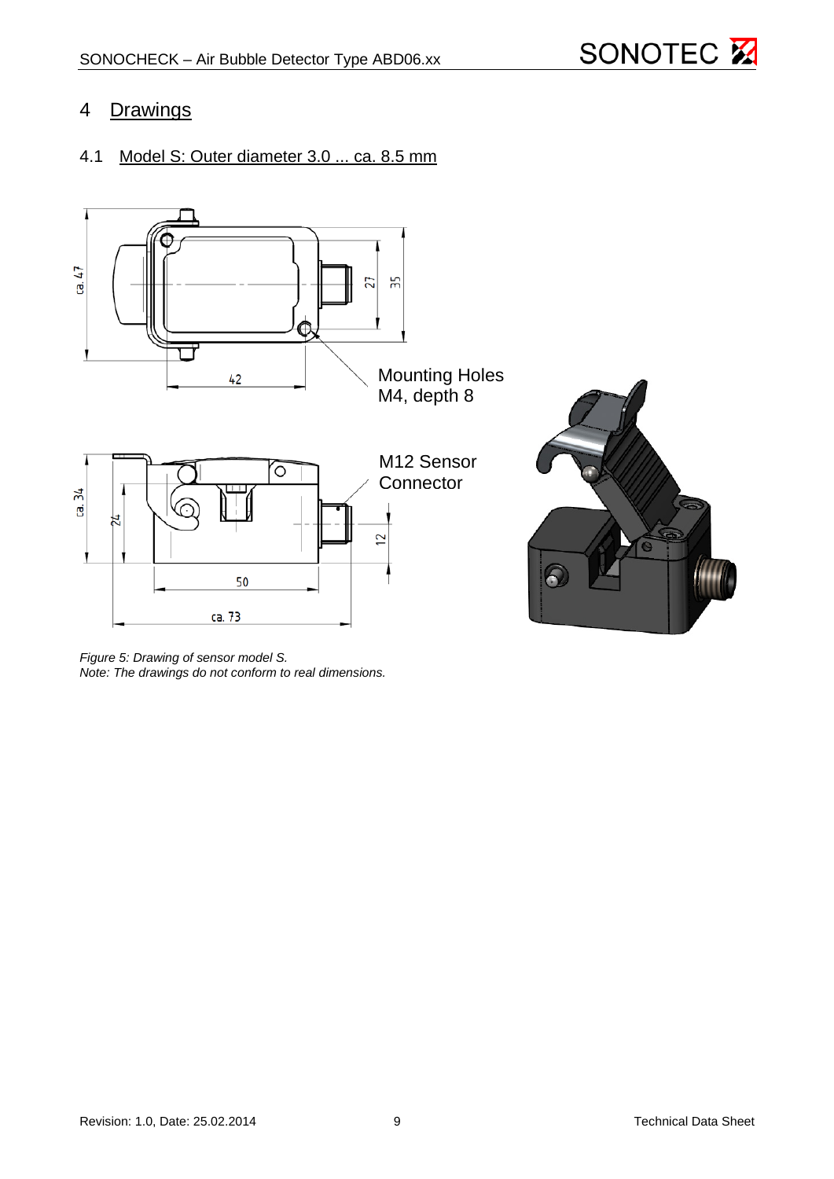# 4 Drawings

## 4.1 Model S: Outer diameter 3.0 ... ca. 8.5 mm

Mounting Holes
M4, depth 8

M12 Sensor
Connector

*Figure 5: Drawing of sensor model S.*
*Note: The drawings do not conform to real dimensions.*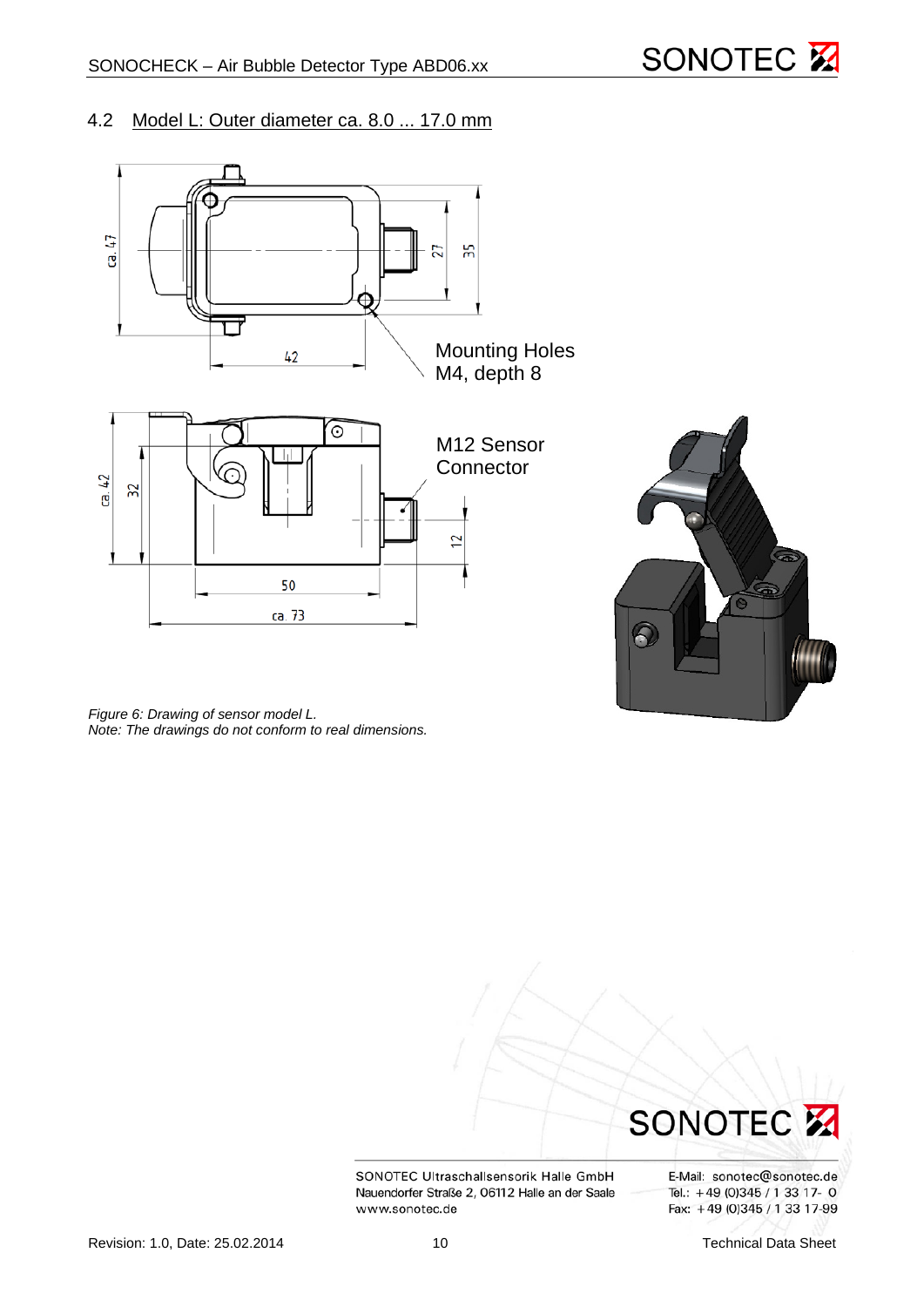## 4.2 Model L: Outer diameter ca. 8.0 ... 17.0 mm

ca. 47

27

35

42

Mounting Holes
M4, depth 8

ca. 42

32

M12 Sensor
Connector

12

50

ca. 73

*Figure 6: Drawing of sensor model L.*
*Note: The drawings do not conform to real dimensions.*

SONOTEC Ultraschallsensorik Halle GmbH
Nauendorfer Straße 2, 06112 Halle an der Saale
www.sonotec.de

E-Mail: sonotec@sonotec.de
Tel.: +49 (0)345 / 1 33 17- 0
Fax: +49 (0)345 / 1 33 17-99